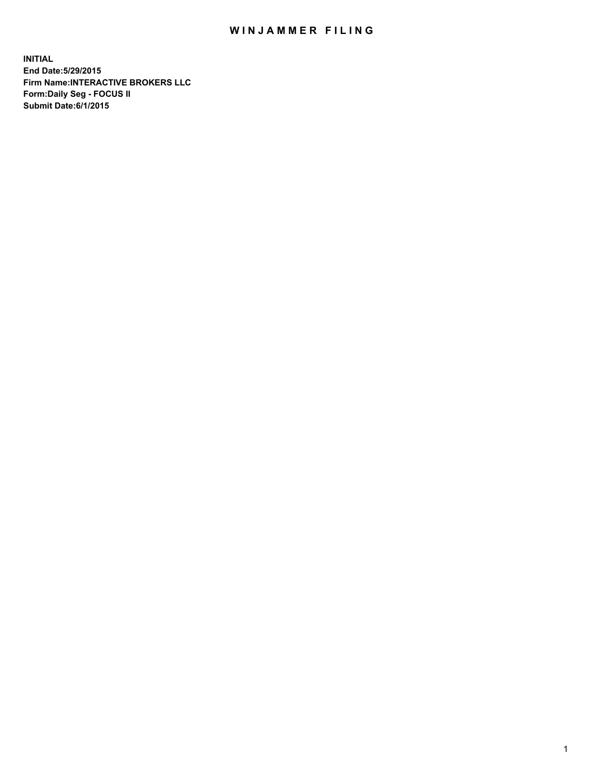# WINJAMMER FILING

**INITIAL**
**End Date:5/29/2015**
**Firm Name:INTERACTIVE BROKERS LLC**
**Form:Daily Seg - FOCUS II**
**Submit Date:6/1/2015**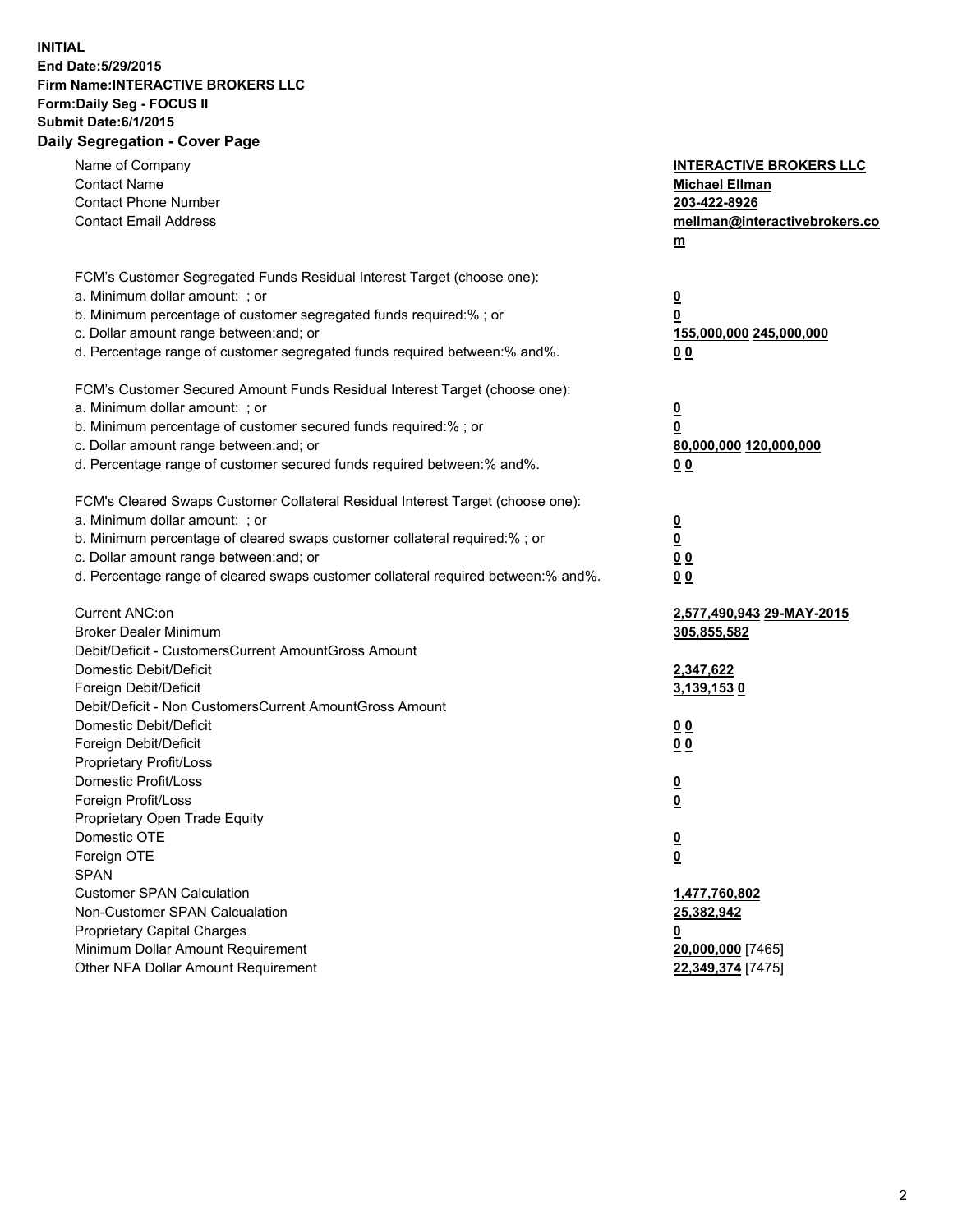**INITIAL**
**End Date:5/29/2015**
**Firm Name:INTERACTIVE BROKERS LLC**
**Form:Daily Seg - FOCUS II**
**Submit Date:6/1/2015**
**Daily Segregation - Cover Page**

| | |
|---|---|
| Name of Company | **INTERACTIVE BROKERS LLC** |
| Contact Name | **Michael Ellman** |
| Contact Phone Number | **203-422-8926** |
| Contact Email Address | **mellman@interactivebrokers.com** |
| | |
| FCM's Customer Segregated Funds Residual Interest Target (choose one): | |
| a. Minimum dollar amount: ; or | **0** |
| b. Minimum percentage of customer segregated funds required:% ; or | **0** |
| c. Dollar amount range between:and; or | **155,000,000** **245,000,000** |
| d. Percentage range of customer segregated funds required between:% and%. | **0** **0** |
| | |
| FCM's Customer Secured Amount Funds Residual Interest Target (choose one): | |
| a. Minimum dollar amount: ; or | **0** |
| b. Minimum percentage of customer secured funds required:% ; or | **0** |
| c. Dollar amount range between:and; or | **80,000,000** **120,000,000** |
| d. Percentage range of customer secured funds required between:% and%. | **0** **0** |
| | |
| FCM's Cleared Swaps Customer Collateral Residual Interest Target (choose one): | |
| a. Minimum dollar amount: ; or | **0** |
| b. Minimum percentage of cleared swaps customer collateral required:% ; or | **0** |
| c. Dollar amount range between:and; or | **0** **0** |
| d. Percentage range of cleared swaps customer collateral required between:% and%. | **0** **0** |
| | |
| Current ANC:on | **2,577,490,943** **29-MAY-2015** |
| Broker Dealer Minimum | **305,855,582** |
| Debit/Deficit - CustomersCurrent AmountGross Amount | |
| Domestic Debit/Deficit | **2,347,622** |
| Foreign Debit/Deficit | **3,139,153** **0** |
| Debit/Deficit - Non CustomersCurrent AmountGross Amount | |
| Domestic Debit/Deficit | **0** **0** |
| Foreign Debit/Deficit | **0** **0** |
| Proprietary Profit/Loss | |
| Domestic Profit/Loss | **0** |
| Foreign Profit/Loss | **0** |
| Proprietary Open Trade Equity | |
| Domestic OTE | **0** |
| Foreign OTE | **0** |
| SPAN | |
| Customer SPAN Calculation | **1,477,760,802** |
| Non-Customer SPAN Calcualation | **25,382,942** |
| Proprietary Capital Charges | **0** |
| Minimum Dollar Amount Requirement | **20,000,000** [7465] |
| Other NFA Dollar Amount Requirement | **22,349,374** [7475] |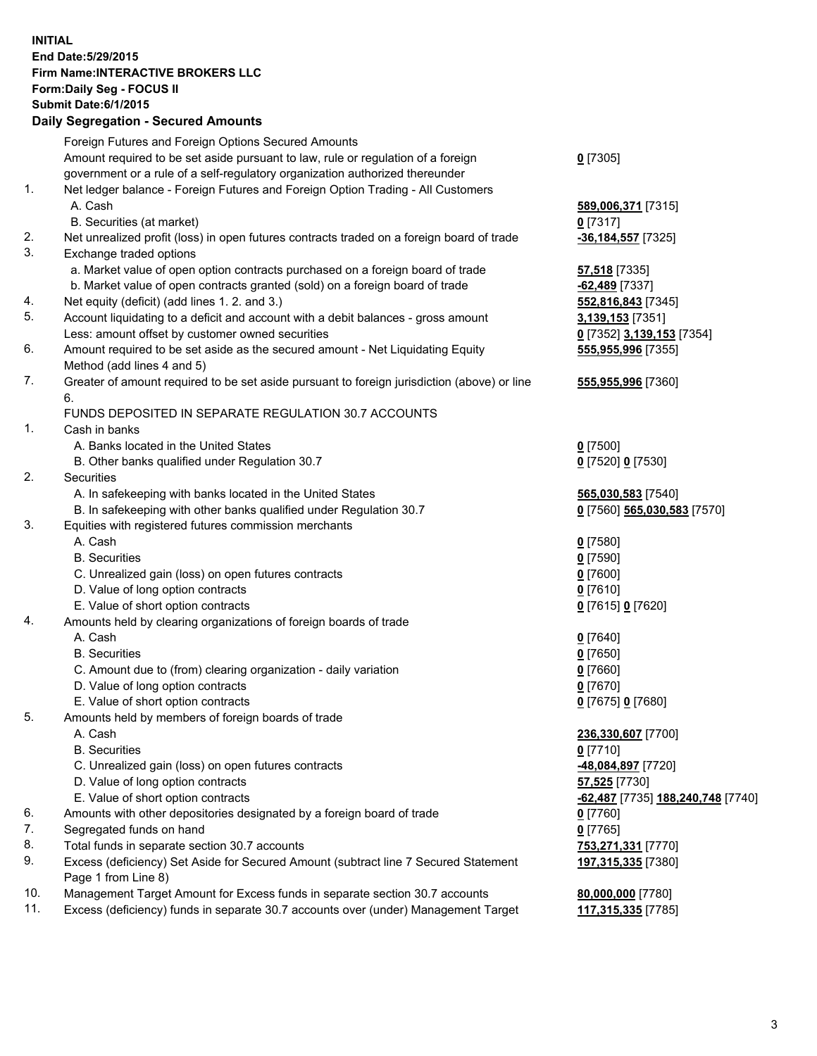**INITIAL**
**End Date:5/29/2015**
**Firm Name:INTERACTIVE BROKERS LLC**
**Form:Daily Seg - FOCUS II**
**Submit Date:6/1/2015**

## Daily Segregation - Secured Amounts

| | | |
|---|---|---|
| | Foreign Futures and Foreign Options Secured Amounts | |
| | Amount required to be set aside pursuant to law, rule or regulation of a foreign government or a rule of a self-regulatory organization authorized thereunder | **0** [7305] |
| 1. | Net ledger balance - Foreign Futures and Foreign Option Trading - All Customers | |
| | A. Cash | **589,006,371** [7315] |
| | B. Securities (at market) | **0** [7317] |
| 2. | Net unrealized profit (loss) in open futures contracts traded on a foreign board of trade | **-36,184,557** [7325] |
| 3. | Exchange traded options | |
| | a. Market value of open option contracts purchased on a foreign board of trade | **57,518** [7335] |
| | b. Market value of open contracts granted (sold) on a foreign board of trade | **-62,489** [7337] |
| 4. | Net equity (deficit) (add lines 1. 2. and 3.) | **552,816,843** [7345] |
| 5. | Account liquidating to a deficit and account with a debit balances - gross amount | **3,139,153** [7351] |
| | Less: amount offset by customer owned securities | **0** [7352] **3,139,153** [7354] |
| 6. | Amount required to be set aside as the secured amount - Net Liquidating Equity Method (add lines 4 and 5) | **555,955,996** [7355] |
| 7. | Greater of amount required to be set aside pursuant to foreign jurisdiction (above) or line 6. | **555,955,996** [7360] |
| | FUNDS DEPOSITED IN SEPARATE REGULATION 30.7 ACCOUNTS | |
| 1. | Cash in banks | |
| | A. Banks located in the United States | **0** [7500] |
| | B. Other banks qualified under Regulation 30.7 | **0** [7520] **0** [7530] |
| 2. | Securities | |
| | A. In safekeeping with banks located in the United States | **565,030,583** [7540] |
| | B. In safekeeping with other banks qualified under Regulation 30.7 | **0** [7560] **565,030,583** [7570] |
| 3. | Equities with registered futures commission merchants | |
| | A. Cash | **0** [7580] |
| | B. Securities | **0** [7590] |
| | C. Unrealized gain (loss) on open futures contracts | **0** [7600] |
| | D. Value of long option contracts | **0** [7610] |
| | E. Value of short option contracts | **0** [7615] **0** [7620] |
| 4. | Amounts held by clearing organizations of foreign boards of trade | |
| | A. Cash | **0** [7640] |
| | B. Securities | **0** [7650] |
| | C. Amount due to (from) clearing organization - daily variation | **0** [7660] |
| | D. Value of long option contracts | **0** [7670] |
| | E. Value of short option contracts | **0** [7675] **0** [7680] |
| 5. | Amounts held by members of foreign boards of trade | |
| | A. Cash | **236,330,607** [7700] |
| | B. Securities | **0** [7710] |
| | C. Unrealized gain (loss) on open futures contracts | **-48,084,897** [7720] |
| | D. Value of long option contracts | **57,525** [7730] |
| | E. Value of short option contracts | **-62,487** [7735] **188,240,748** [7740] |
| 6. | Amounts with other depositories designated by a foreign board of trade | **0** [7760] |
| 7. | Segregated funds on hand | **0** [7765] |
| 8. | Total funds in separate section 30.7 accounts | **753,271,331** [7770] |
| 9. | Excess (deficiency) Set Aside for Secured Amount (subtract line 7 Secured Statement Page 1 from Line 8) | **197,315,335** [7380] |
| 10. | Management Target Amount for Excess funds in separate section 30.7 accounts | **80,000,000** [7780] |
| 11. | Excess (deficiency) funds in separate 30.7 accounts over (under) Management Target | **117,315,335** [7785] |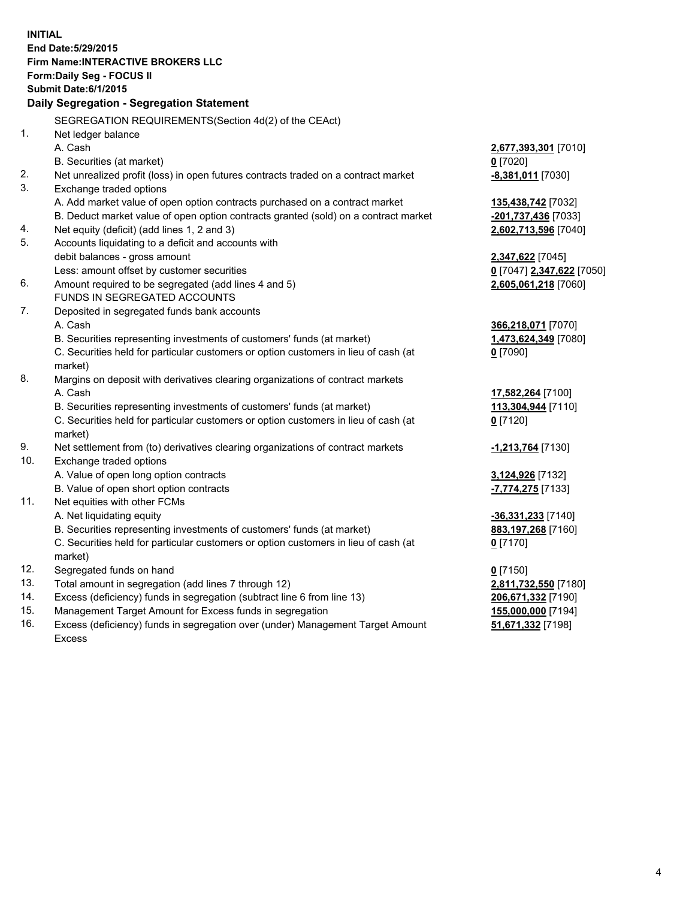**INITIAL**
**End Date:5/29/2015**
**Firm Name:INTERACTIVE BROKERS LLC**
**Form:Daily Seg - FOCUS II**
**Submit Date:6/1/2015**
**Daily Segregation - Segregation Statement**

SEGREGATION REQUIREMENTS(Section 4d(2) of the CEAct)

| | | |
|---|---|---|
| 1. | Net ledger balance | |
| | A. Cash | **2,677,393,301** [7010] |
| | B. Securities (at market) | **0** [7020] |
| 2. | Net unrealized profit (loss) in open futures contracts traded on a contract market | **-8,381,011** [7030] |
| 3. | Exchange traded options | |
| | A. Add market value of open option contracts purchased on a contract market | **135,438,742** [7032] |
| | B. Deduct market value of open option contracts granted (sold) on a contract market | **-201,737,436** [7033] |
| 4. | Net equity (deficit) (add lines 1, 2 and 3) | **2,602,713,596** [7040] |
| 5. | Accounts liquidating to a deficit and accounts with debit balances - gross amount | **2,347,622** [7045] |
| | Less: amount offset by customer securities | **0** [7047] **2,347,622** [7050] |
| 6. | Amount required to be segregated (add lines 4 and 5) | **2,605,061,218** [7060] |
| | FUNDS IN SEGREGATED ACCOUNTS | |
| 7. | Deposited in segregated funds bank accounts | |
| | A. Cash | **366,218,071** [7070] |
| | B. Securities representing investments of customers' funds (at market) | **1,473,624,349** [7080] |
| | C. Securities held for particular customers or option customers in lieu of cash (at market) | **0** [7090] |
| 8. | Margins on deposit with derivatives clearing organizations of contract markets | |
| | A. Cash | **17,582,264** [7100] |
| | B. Securities representing investments of customers' funds (at market) | **113,304,944** [7110] |
| | C. Securities held for particular customers or option customers in lieu of cash (at market) | **0** [7120] |
| 9. | Net settlement from (to) derivatives clearing organizations of contract markets | **-1,213,764** [7130] |
| 10. | Exchange traded options | |
| | A. Value of open long option contracts | **3,124,926** [7132] |
| | B. Value of open short option contracts | **-7,774,275** [7133] |
| 11. | Net equities with other FCMs | |
| | A. Net liquidating equity | **-36,331,233** [7140] |
| | B. Securities representing investments of customers' funds (at market) | **883,197,268** [7160] |
| | C. Securities held for particular customers or option customers in lieu of cash (at market) | **0** [7170] |
| 12. | Segregated funds on hand | **0** [7150] |
| 13. | Total amount in segregation (add lines 7 through 12) | **2,811,732,550** [7180] |
| 14. | Excess (deficiency) funds in segregation (subtract line 6 from line 13) | **206,671,332** [7190] |
| 15. | Management Target Amount for Excess funds in segregation | **155,000,000** [7194] |
| 16. | Excess (deficiency) funds in segregation over (under) Management Target Amount Excess | **51,671,332** [7198] |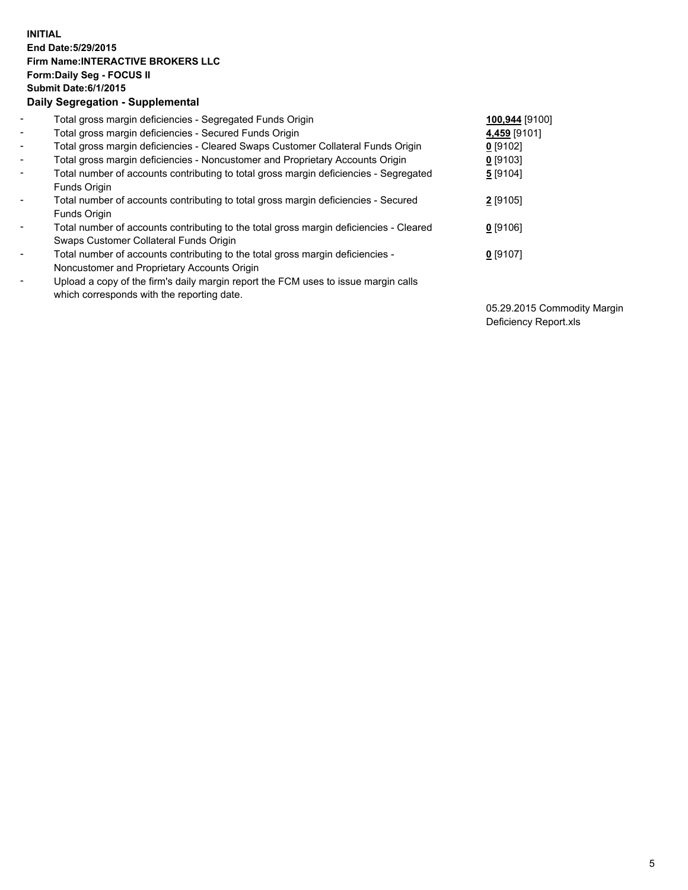**INITIAL**
**End Date:5/29/2015**
**Firm Name:INTERACTIVE BROKERS LLC**
**Form:Daily Seg - FOCUS II**
**Submit Date:6/1/2015**

**Daily Segregation - Supplemental**

| | | |
|---|---|---|
| - | Total gross margin deficiencies - Segregated Funds Origin | **100,944** [9100] |
| - | Total gross margin deficiencies - Secured Funds Origin | **4,459** [9101] |
| - | Total gross margin deficiencies - Cleared Swaps Customer Collateral Funds Origin | **0** [9102] |
| - | Total gross margin deficiencies - Noncustomer and Proprietary Accounts Origin | **0** [9103] |
| - | Total number of accounts contributing to total gross margin deficiencies - Segregated Funds Origin | **5** [9104] |
| - | Total number of accounts contributing to total gross margin deficiencies - Secured Funds Origin | **2** [9105] |
| - | Total number of accounts contributing to the total gross margin deficiencies - Cleared Swaps Customer Collateral Funds Origin | **0** [9106] |
| - | Total number of accounts contributing to the total gross margin deficiencies - Noncustomer and Proprietary Accounts Origin | **0** [9107] |
| - | Upload a copy of the firm's daily margin report the FCM uses to issue margin calls which corresponds with the reporting date. | 05.29.2015 Commodity Margin Deficiency Report.xls |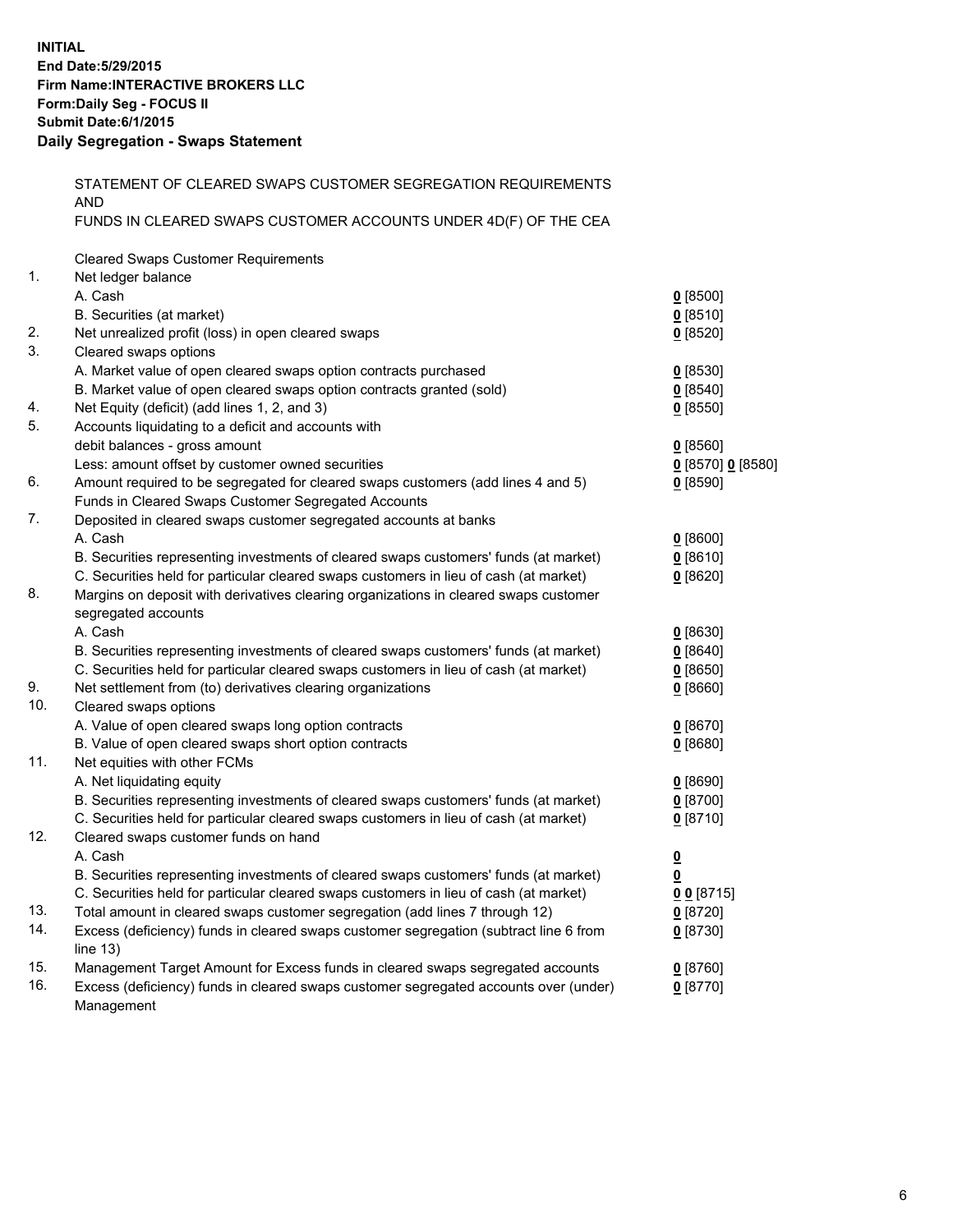**INITIAL**
**End Date:5/29/2015**
**Firm Name:INTERACTIVE BROKERS LLC**
**Form:Daily Seg - FOCUS II**
**Submit Date:6/1/2015**
**Daily Segregation - Swaps Statement**

STATEMENT OF CLEARED SWAPS CUSTOMER SEGREGATION REQUIREMENTS
AND
FUNDS IN CLEARED SWAPS CUSTOMER ACCOUNTS UNDER 4D(F) OF THE CEA

| | | |
|---|---|---|
| | Cleared Swaps Customer Requirements | |
| 1. | Net ledger balance | |
| | A. Cash | 0 [8500] |
| | B. Securities (at market) | 0 [8510] |
| 2. | Net unrealized profit (loss) in open cleared swaps | 0 [8520] |
| 3. | Cleared swaps options | |
| | A. Market value of open cleared swaps option contracts purchased | 0 [8530] |
| | B. Market value of open cleared swaps option contracts granted (sold) | 0 [8540] |
| 4. | Net Equity (deficit) (add lines 1, 2, and 3) | 0 [8550] |
| 5. | Accounts liquidating to a deficit and accounts with | |
| | debit balances - gross amount | 0 [8560] |
| | Less: amount offset by customer owned securities | 0 [8570] 0 [8580] |
| 6. | Amount required to be segregated for cleared swaps customers (add lines 4 and 5) | 0 [8590] |
| | Funds in Cleared Swaps Customer Segregated Accounts | |
| 7. | Deposited in cleared swaps customer segregated accounts at banks | |
| | A. Cash | 0 [8600] |
| | B. Securities representing investments of cleared swaps customers' funds (at market) | 0 [8610] |
| | C. Securities held for particular cleared swaps customers in lieu of cash (at market) | 0 [8620] |
| 8. | Margins on deposit with derivatives clearing organizations in cleared swaps customer segregated accounts | |
| | A. Cash | 0 [8630] |
| | B. Securities representing investments of cleared swaps customers' funds (at market) | 0 [8640] |
| | C. Securities held for particular cleared swaps customers in lieu of cash (at market) | 0 [8650] |
| 9. | Net settlement from (to) derivatives clearing organizations | 0 [8660] |
| 10. | Cleared swaps options | |
| | A. Value of open cleared swaps long option contracts | 0 [8670] |
| | B. Value of open cleared swaps short option contracts | 0 [8680] |
| 11. | Net equities with other FCMs | |
| | A. Net liquidating equity | 0 [8690] |
| | B. Securities representing investments of cleared swaps customers' funds (at market) | 0 [8700] |
| | C. Securities held for particular cleared swaps customers in lieu of cash (at market) | 0 [8710] |
| 12. | Cleared swaps customer funds on hand | |
| | A. Cash | 0 |
| | B. Securities representing investments of cleared swaps customers' funds (at market) | 0 |
| | C. Securities held for particular cleared swaps customers in lieu of cash (at market) | 0 0 [8715] |
| 13. | Total amount in cleared swaps customer segregation (add lines 7 through 12) | 0 [8720] |
| 14. | Excess (deficiency) funds in cleared swaps customer segregation (subtract line 6 from line 13) | 0 [8730] |
| 15. | Management Target Amount for Excess funds in cleared swaps segregated accounts | 0 [8760] |
| 16. | Excess (deficiency) funds in cleared swaps customer segregated accounts over (under) Management | 0 [8770] |